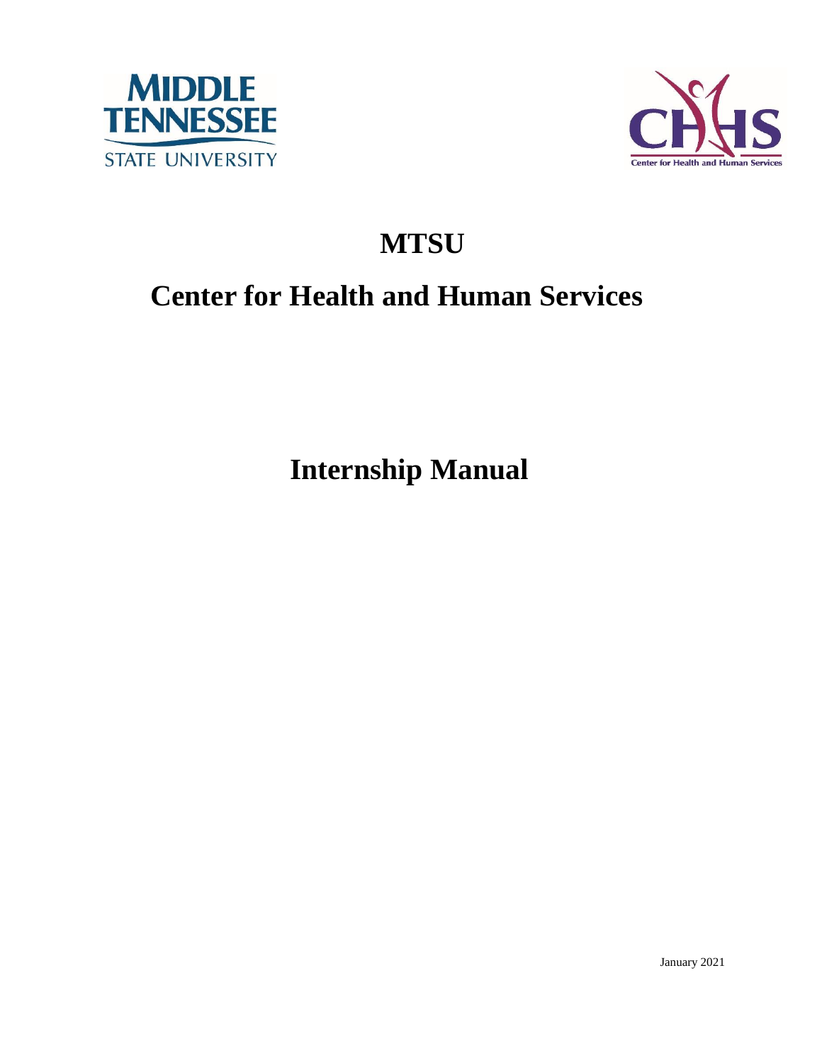# MTSU

# Center for Health and Human Services

# Internship Manual

January 2021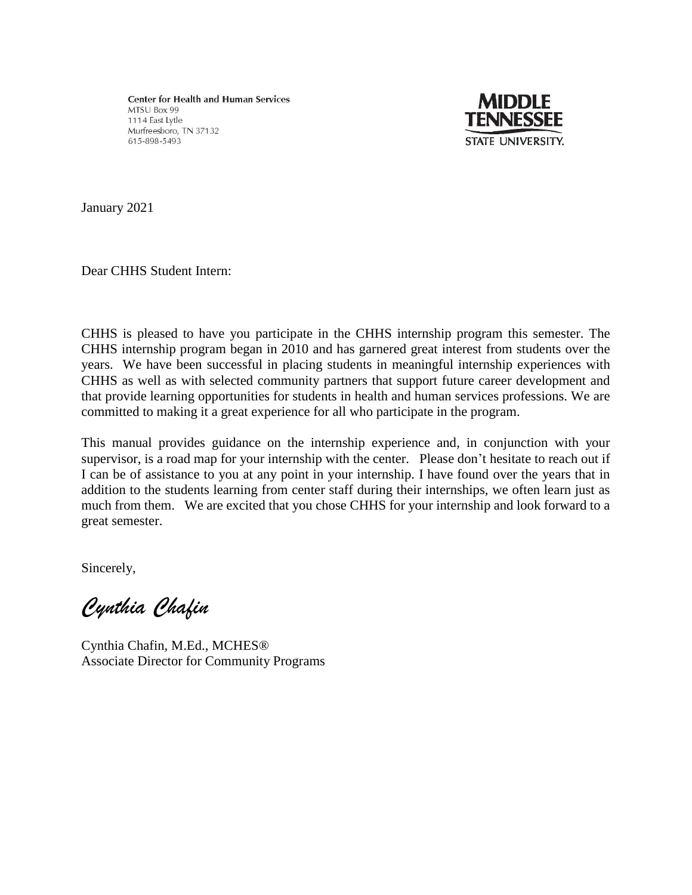Center for Health and Human Services
MTSU Box 99
1114 East Lytle
Murfreesboro, TN 37132
615-898-5493

MIDDLE TENNESSEE STATE UNIVERSITY.

January 2021

Dear CHHS Student Intern:

CHHS is pleased to have you participate in the CHHS internship program this semester. The CHHS internship program began in 2010 and has garnered great interest from students over the years. We have been successful in placing students in meaningful internship experiences with CHHS as well as with selected community partners that support future career development and that provide learning opportunities for students in health and human services professions. We are committed to making it a great experience for all who participate in the program.

This manual provides guidance on the internship experience and, in conjunction with your supervisor, is a road map for your internship with the center. Please don't hesitate to reach out if I can be of assistance to you at any point in your internship. I have found over the years that in addition to the students learning from center staff during their internships, we often learn just as much from them. We are excited that you chose CHHS for your internship and look forward to a great semester.

Sincerely,

*Cynthia Chafin*

Cynthia Chafin, M.Ed., MCHES®
Associate Director for Community Programs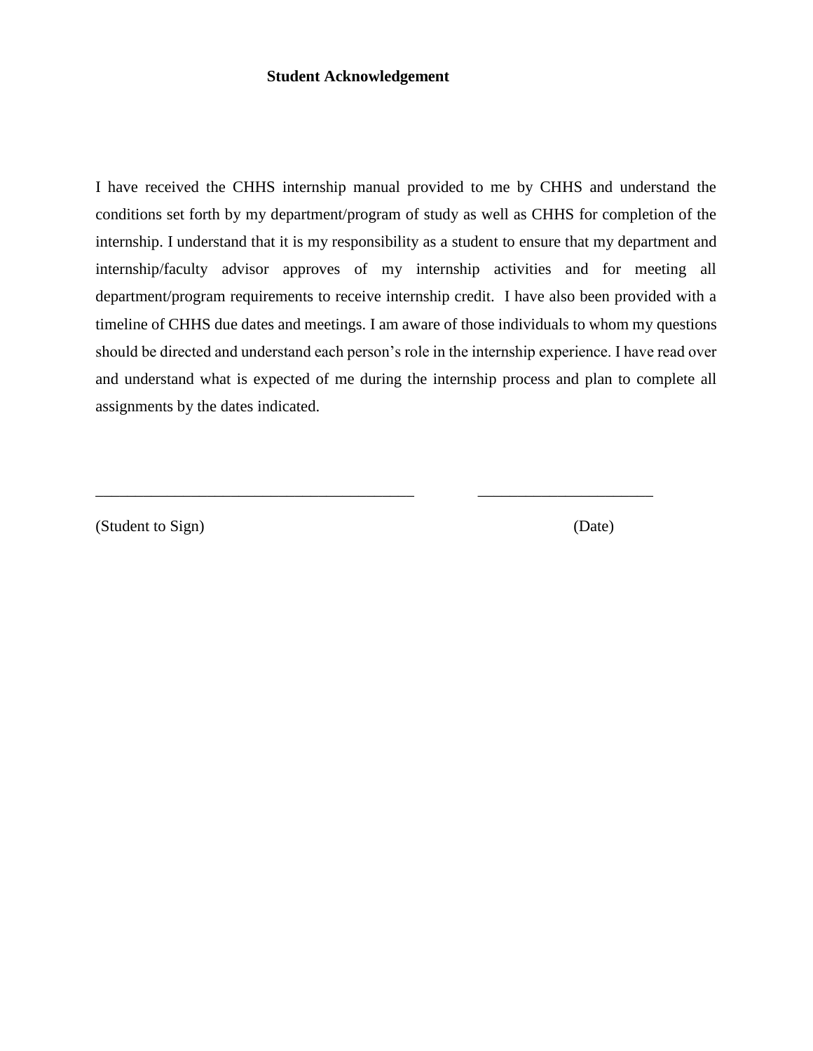## Student Acknowledgement

I have received the CHHS internship manual provided to me by CHHS and understand the conditions set forth by my department/program of study as well as CHHS for completion of the internship. I understand that it is my responsibility as a student to ensure that my department and internship/faculty advisor approves of my internship activities and for meeting all department/program requirements to receive internship credit. I have also been provided with a timeline of CHHS due dates and meetings. I am aware of those individuals to whom my questions should be directed and understand each person's role in the internship experience. I have read over and understand what is expected of me during the internship process and plan to complete all assignments by the dates indicated.

________________________________________ ______________________

(Student to Sign) (Date)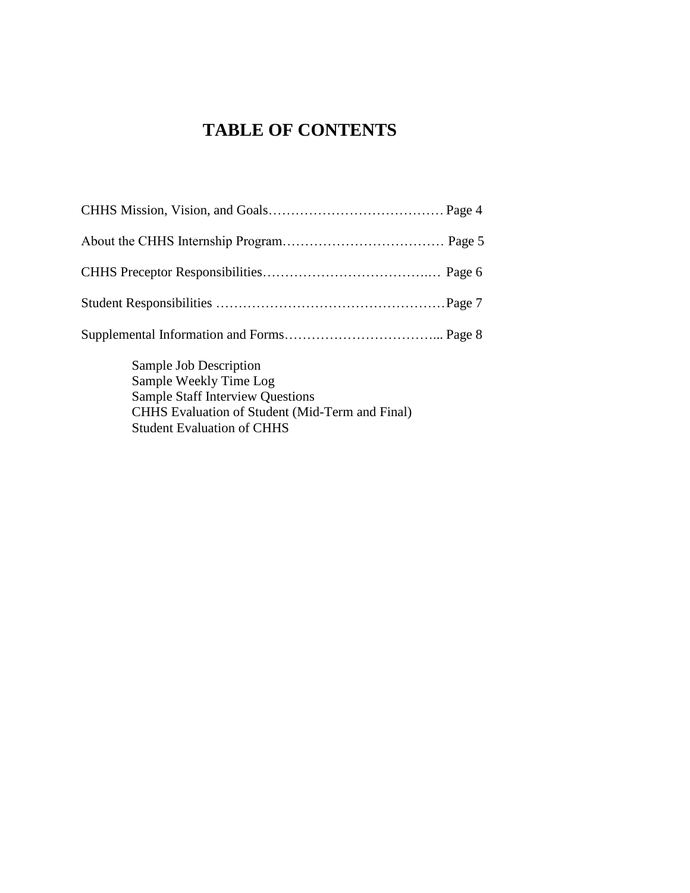# TABLE OF CONTENTS

CHHS Mission, Vision, and Goals………………………………… Page 4

About the CHHS Internship Program……………………………… Page 5

CHHS Preceptor Responsibilities………………………………..… Page 6

Student Responsibilities ……………………………………………Page 7

Supplemental Information and Forms…………………………….... Page 8

- Sample Job Description
- Sample Weekly Time Log
- Sample Staff Interview Questions
- CHHS Evaluation of Student (Mid-Term and Final)
- Student Evaluation of CHHS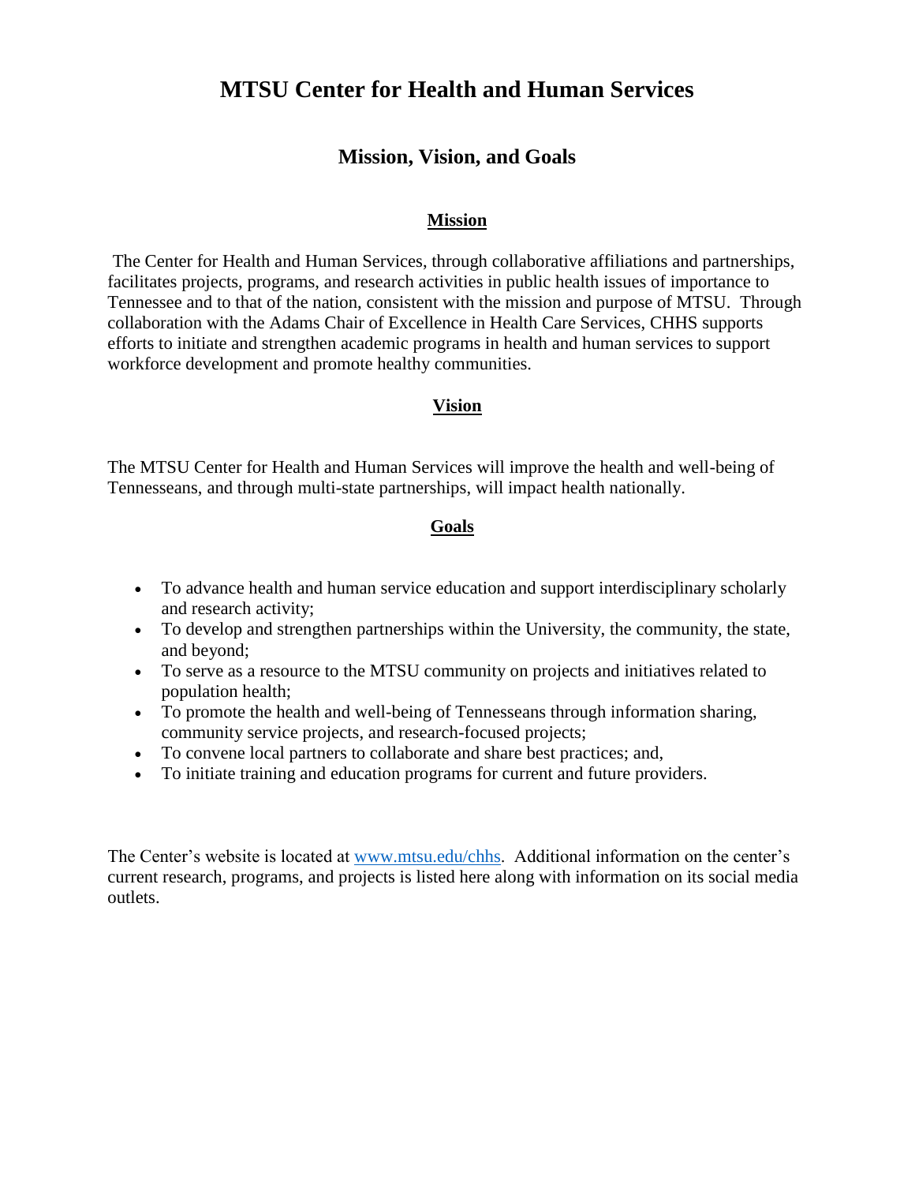# MTSU Center for Health and Human Services

## Mission, Vision, and Goals

### Mission

The Center for Health and Human Services, through collaborative affiliations and partnerships, facilitates projects, programs, and research activities in public health issues of importance to Tennessee and to that of the nation, consistent with the mission and purpose of MTSU. Through collaboration with the Adams Chair of Excellence in Health Care Services, CHHS supports efforts to initiate and strengthen academic programs in health and human services to support workforce development and promote healthy communities.

### Vision

The MTSU Center for Health and Human Services will improve the health and well-being of Tennesseans, and through multi-state partnerships, will impact health nationally.

### Goals

- To advance health and human service education and support interdisciplinary scholarly and research activity;
- To develop and strengthen partnerships within the University, the community, the state, and beyond;
- To serve as a resource to the MTSU community on projects and initiatives related to population health;
- To promote the health and well-being of Tennesseans through information sharing, community service projects, and research-focused projects;
- To convene local partners to collaborate and share best practices; and,
- To initiate training and education programs for current and future providers.

The Center's website is located at [www.mtsu.edu/chhs](http://www.mtsu.edu/chhs). Additional information on the center's current research, programs, and projects is listed here along with information on its social media outlets.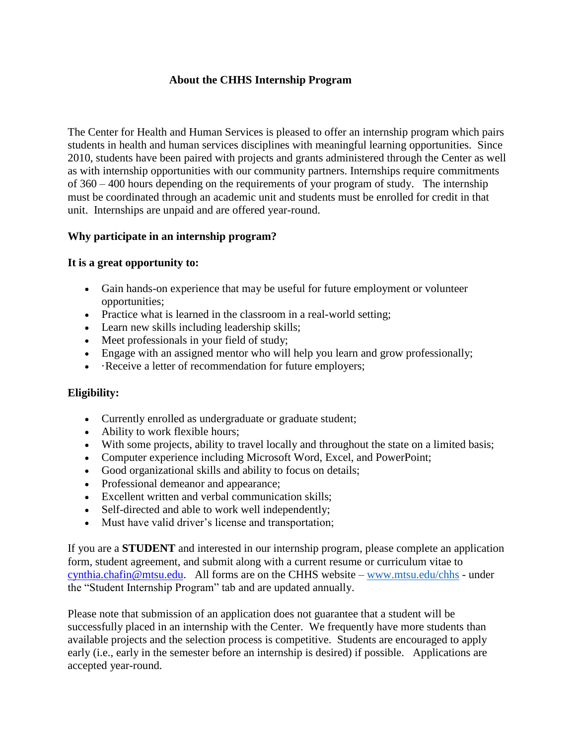## About the CHHS Internship Program

The Center for Health and Human Services is pleased to offer an internship program which pairs students in health and human services disciplines with meaningful learning opportunities. Since 2010, students have been paired with projects and grants administered through the Center as well as with internship opportunities with our community partners. Internships require commitments of 360 – 400 hours depending on the requirements of your program of study. The internship must be coordinated through an academic unit and students must be enrolled for credit in that unit. Internships are unpaid and are offered year-round.

### Why participate in an internship program?

**It is a great opportunity to:**

- Gain hands-on experience that may be useful for future employment or volunteer opportunities;
- Practice what is learned in the classroom in a real-world setting;
- Learn new skills including leadership skills;
- Meet professionals in your field of study;
- Engage with an assigned mentor who will help you learn and grow professionally;
- ·Receive a letter of recommendation for future employers;

### Eligibility:

- Currently enrolled as undergraduate or graduate student;
- Ability to work flexible hours;
- With some projects, ability to travel locally and throughout the state on a limited basis;
- Computer experience including Microsoft Word, Excel, and PowerPoint;
- Good organizational skills and ability to focus on details;
- Professional demeanor and appearance;
- Excellent written and verbal communication skills;
- Self-directed and able to work well independently;
- Must have valid driver's license and transportation;

If you are a **STUDENT** and interested in our internship program, please complete an application form, student agreement, and submit along with a current resume or curriculum vitae to cynthia.chafin@mtsu.edu. All forms are on the CHHS website – www.mtsu.edu/chhs - under the "Student Internship Program" tab and are updated annually.

Please note that submission of an application does not guarantee that a student will be successfully placed in an internship with the Center. We frequently have more students than available projects and the selection process is competitive. Students are encouraged to apply early (i.e., early in the semester before an internship is desired) if possible. Applications are accepted year-round.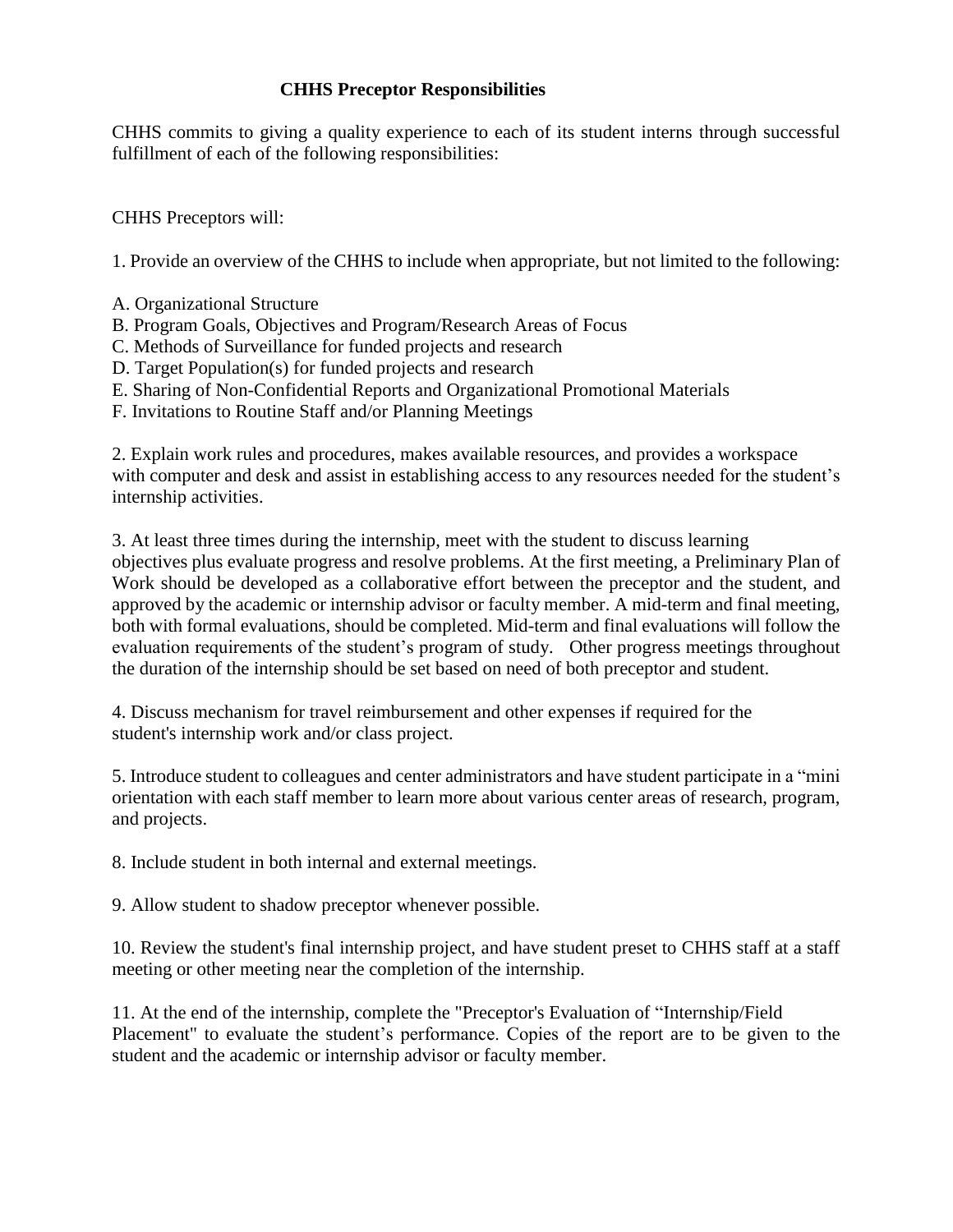## CHHS Preceptor Responsibilities

CHHS commits to giving a quality experience to each of its student interns through successful fulfillment of each of the following responsibilities:

CHHS Preceptors will:

1. Provide an overview of the CHHS to include when appropriate, but not limited to the following:

A. Organizational Structure
B. Program Goals, Objectives and Program/Research Areas of Focus
C. Methods of Surveillance for funded projects and research
D. Target Population(s) for funded projects and research
E. Sharing of Non-Confidential Reports and Organizational Promotional Materials
F. Invitations to Routine Staff and/or Planning Meetings

2. Explain work rules and procedures, makes available resources, and provides a workspace with computer and desk and assist in establishing access to any resources needed for the student's internship activities.

3. At least three times during the internship, meet with the student to discuss learning objectives plus evaluate progress and resolve problems. At the first meeting, a Preliminary Plan of Work should be developed as a collaborative effort between the preceptor and the student, and approved by the academic or internship advisor or faculty member. A mid-term and final meeting, both with formal evaluations, should be completed. Mid-term and final evaluations will follow the evaluation requirements of the student's program of study. Other progress meetings throughout the duration of the internship should be set based on need of both preceptor and student.

4. Discuss mechanism for travel reimbursement and other expenses if required for the student's internship work and/or class project.

5. Introduce student to colleagues and center administrators and have student participate in a "mini orientation with each staff member to learn more about various center areas of research, program, and projects.

8. Include student in both internal and external meetings.

9. Allow student to shadow preceptor whenever possible.

10. Review the student's final internship project, and have student preset to CHHS staff at a staff meeting or other meeting near the completion of the internship.

11. At the end of the internship, complete the "Preceptor's Evaluation of "Internship/Field Placement" to evaluate the student's performance. Copies of the report are to be given to the student and the academic or internship advisor or faculty member.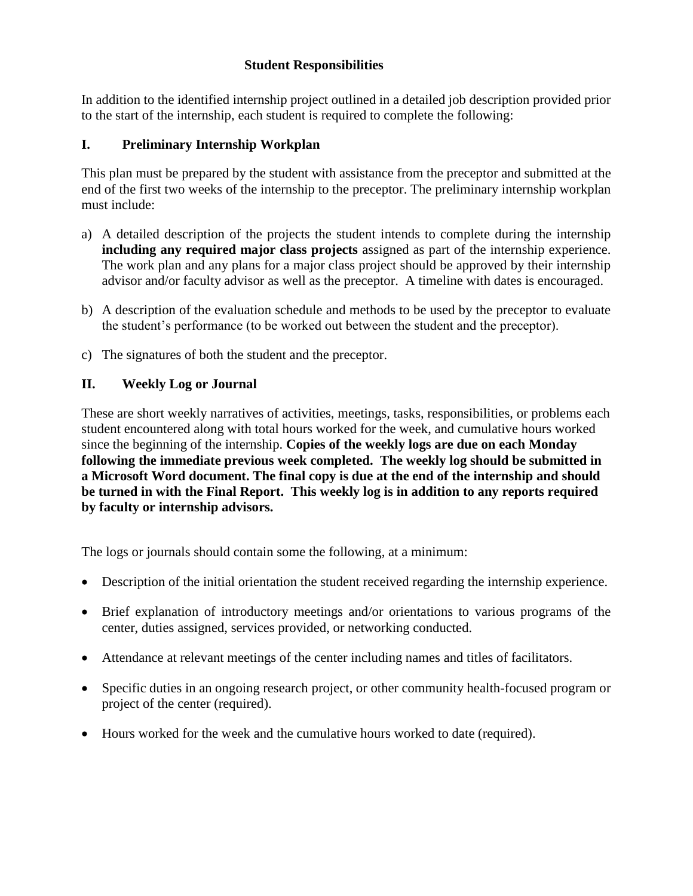## Student Responsibilities

In addition to the identified internship project outlined in a detailed job description provided prior to the start of the internship, each student is required to complete the following:

### I. Preliminary Internship Workplan

This plan must be prepared by the student with assistance from the preceptor and submitted at the end of the first two weeks of the internship to the preceptor. The preliminary internship workplan must include:

a) A detailed description of the projects the student intends to complete during the internship **including any required major class projects** assigned as part of the internship experience. The work plan and any plans for a major class project should be approved by their internship advisor and/or faculty advisor as well as the preceptor. A timeline with dates is encouraged.

b) A description of the evaluation schedule and methods to be used by the preceptor to evaluate the student's performance (to be worked out between the student and the preceptor).

c) The signatures of both the student and the preceptor.

### II. Weekly Log or Journal

These are short weekly narratives of activities, meetings, tasks, responsibilities, or problems each student encountered along with total hours worked for the week, and cumulative hours worked since the beginning of the internship. **Copies of the weekly logs are due on each Monday following the immediate previous week completed. The weekly log should be submitted in a Microsoft Word document. The final copy is due at the end of the internship and should be turned in with the Final Report. This weekly log is in addition to any reports required by faculty or internship advisors.**

The logs or journals should contain some the following, at a minimum:

- Description of the initial orientation the student received regarding the internship experience.
- Brief explanation of introductory meetings and/or orientations to various programs of the center, duties assigned, services provided, or networking conducted.
- Attendance at relevant meetings of the center including names and titles of facilitators.
- Specific duties in an ongoing research project, or other community health-focused program or project of the center (required).
- Hours worked for the week and the cumulative hours worked to date (required).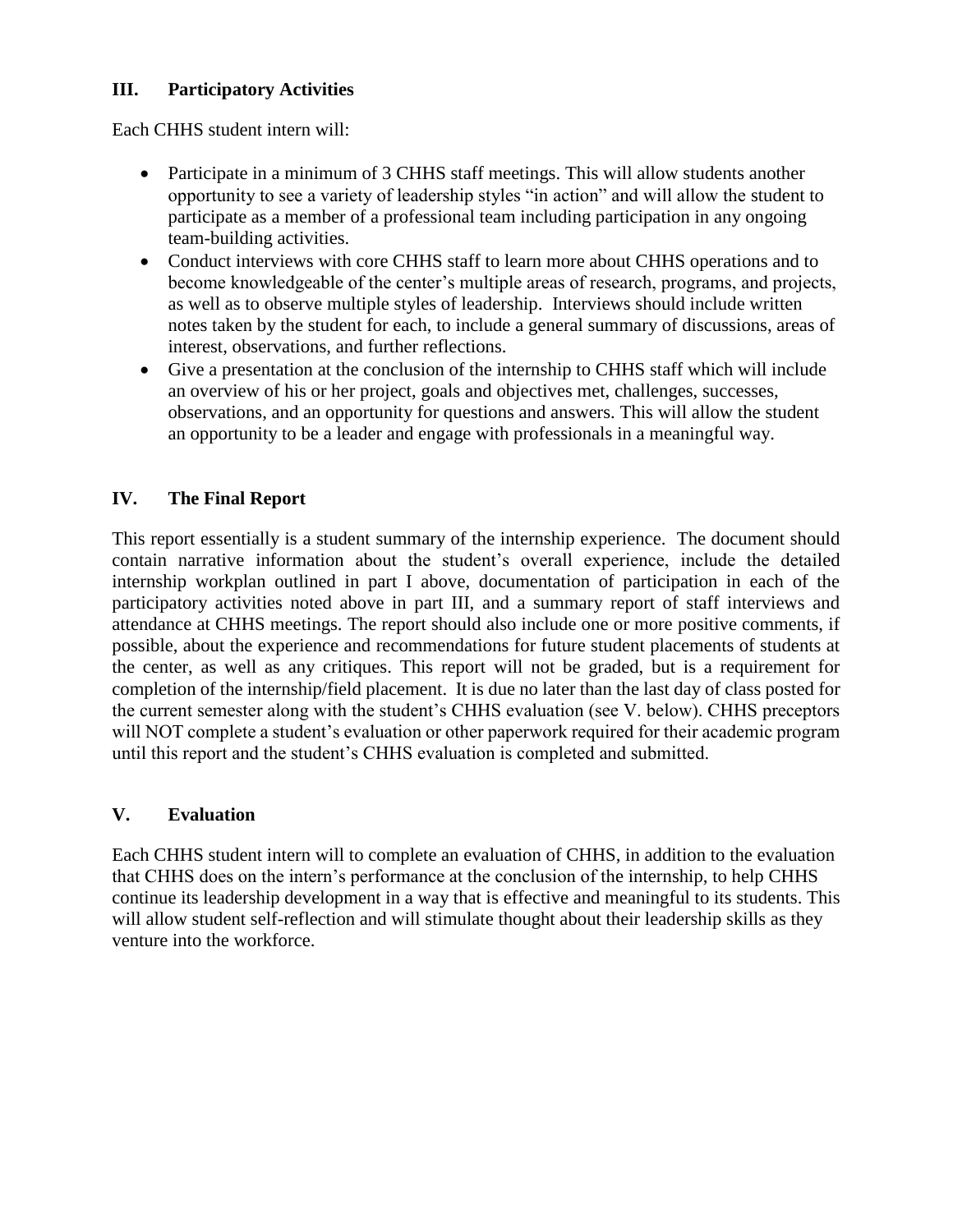## III. Participatory Activities

Each CHHS student intern will:

- Participate in a minimum of 3 CHHS staff meetings. This will allow students another opportunity to see a variety of leadership styles "in action" and will allow the student to participate as a member of a professional team including participation in any ongoing team-building activities.
- Conduct interviews with core CHHS staff to learn more about CHHS operations and to become knowledgeable of the center's multiple areas of research, programs, and projects, as well as to observe multiple styles of leadership. Interviews should include written notes taken by the student for each, to include a general summary of discussions, areas of interest, observations, and further reflections.
- Give a presentation at the conclusion of the internship to CHHS staff which will include an overview of his or her project, goals and objectives met, challenges, successes, observations, and an opportunity for questions and answers. This will allow the student an opportunity to be a leader and engage with professionals in a meaningful way.

## IV. The Final Report

This report essentially is a student summary of the internship experience. The document should contain narrative information about the student's overall experience, include the detailed internship workplan outlined in part I above, documentation of participation in each of the participatory activities noted above in part III, and a summary report of staff interviews and attendance at CHHS meetings. The report should also include one or more positive comments, if possible, about the experience and recommendations for future student placements of students at the center, as well as any critiques. This report will not be graded, but is a requirement for completion of the internship/field placement. It is due no later than the last day of class posted for the current semester along with the student's CHHS evaluation (see V. below). CHHS preceptors will NOT complete a student's evaluation or other paperwork required for their academic program until this report and the student's CHHS evaluation is completed and submitted.

## V. Evaluation

Each CHHS student intern will to complete an evaluation of CHHS, in addition to the evaluation that CHHS does on the intern's performance at the conclusion of the internship, to help CHHS continue its leadership development in a way that is effective and meaningful to its students. This will allow student self-reflection and will stimulate thought about their leadership skills as they venture into the workforce.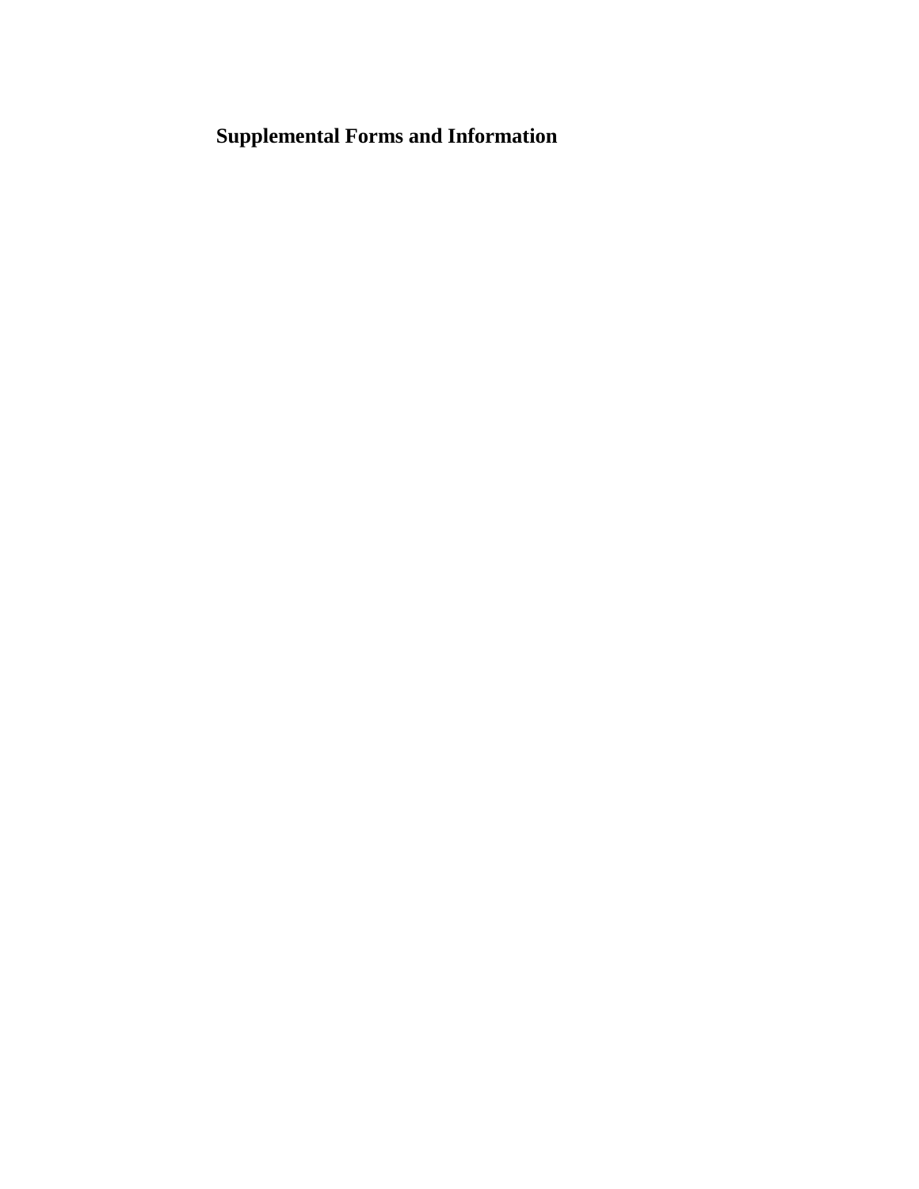# Supplemental Forms and Information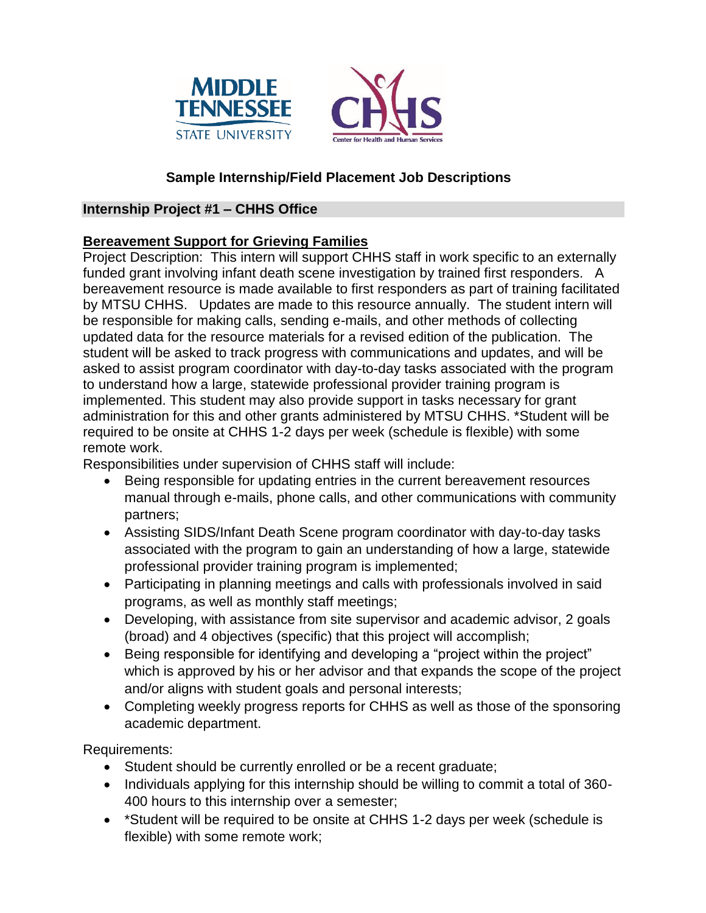## Sample Internship/Field Placement Job Descriptions

### Internship Project #1 – CHHS Office

**Bereavement Support for Grieving Families**

Project Description: This intern will support CHHS staff in work specific to an externally funded grant involving infant death scene investigation by trained first responders. A bereavement resource is made available to first responders as part of training facilitated by MTSU CHHS. Updates are made to this resource annually. The student intern will be responsible for making calls, sending e-mails, and other methods of collecting updated data for the resource materials for a revised edition of the publication. The student will be asked to track progress with communications and updates, and will be asked to assist program coordinator with day-to-day tasks associated with the program to understand how a large, statewide professional provider training program is implemented. This student may also provide support in tasks necessary for grant administration for this and other grants administered by MTSU CHHS. *Student will be required to be onsite at CHHS 1-2 days per week (schedule is flexible) with some remote work.

Responsibilities under supervision of CHHS staff will include:

- Being responsible for updating entries in the current bereavement resources manual through e-mails, phone calls, and other communications with community partners;
- Assisting SIDS/Infant Death Scene program coordinator with day-to-day tasks associated with the program to gain an understanding of how a large, statewide professional provider training program is implemented;
- Participating in planning meetings and calls with professionals involved in said programs, as well as monthly staff meetings;
- Developing, with assistance from site supervisor and academic advisor, 2 goals (broad) and 4 objectives (specific) that this project will accomplish;
- Being responsible for identifying and developing a "project within the project" which is approved by his or her advisor and that expands the scope of the project and/or aligns with student goals and personal interests;
- Completing weekly progress reports for CHHS as well as those of the sponsoring academic department.

Requirements:

- Student should be currently enrolled or be a recent graduate;
- Individuals applying for this internship should be willing to commit a total of 360-400 hours to this internship over a semester;
- *Student will be required to be onsite at CHHS 1-2 days per week (schedule is flexible) with some remote work;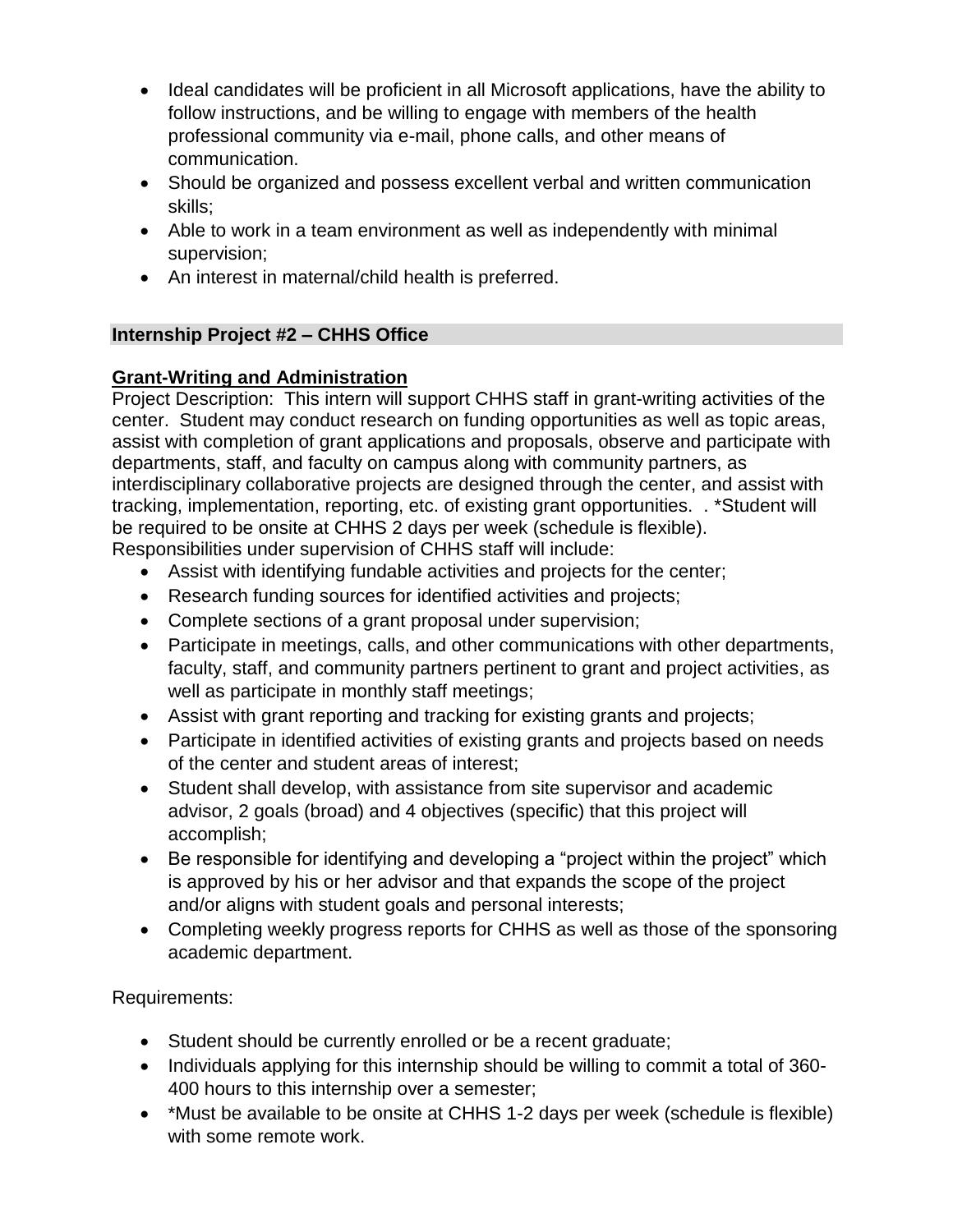- Ideal candidates will be proficient in all Microsoft applications, have the ability to follow instructions, and be willing to engage with members of the health professional community via e-mail, phone calls, and other means of communication.
- Should be organized and possess excellent verbal and written communication skills;
- Able to work in a team environment as well as independently with minimal supervision;
- An interest in maternal/child health is preferred.

## Internship Project #2 – CHHS Office

### Grant-Writing and Administration

Project Description: This intern will support CHHS staff in grant-writing activities of the center. Student may conduct research on funding opportunities as well as topic areas, assist with completion of grant applications and proposals, observe and participate with departments, staff, and faculty on campus along with community partners, as interdisciplinary collaborative projects are designed through the center, and assist with tracking, implementation, reporting, etc. of existing grant opportunities. . *Student will be required to be onsite at CHHS 2 days per week (schedule is flexible).
Responsibilities under supervision of CHHS staff will include:

- Assist with identifying fundable activities and projects for the center;
- Research funding sources for identified activities and projects;
- Complete sections of a grant proposal under supervision;
- Participate in meetings, calls, and other communications with other departments, faculty, staff, and community partners pertinent to grant and project activities, as well as participate in monthly staff meetings;
- Assist with grant reporting and tracking for existing grants and projects;
- Participate in identified activities of existing grants and projects based on needs of the center and student areas of interest;
- Student shall develop, with assistance from site supervisor and academic advisor, 2 goals (broad) and 4 objectives (specific) that this project will accomplish;
- Be responsible for identifying and developing a "project within the project" which is approved by his or her advisor and that expands the scope of the project and/or aligns with student goals and personal interests;
- Completing weekly progress reports for CHHS as well as those of the sponsoring academic department.

Requirements:

- Student should be currently enrolled or be a recent graduate;
- Individuals applying for this internship should be willing to commit a total of 360-400 hours to this internship over a semester;
- *Must be available to be onsite at CHHS 1-2 days per week (schedule is flexible) with some remote work.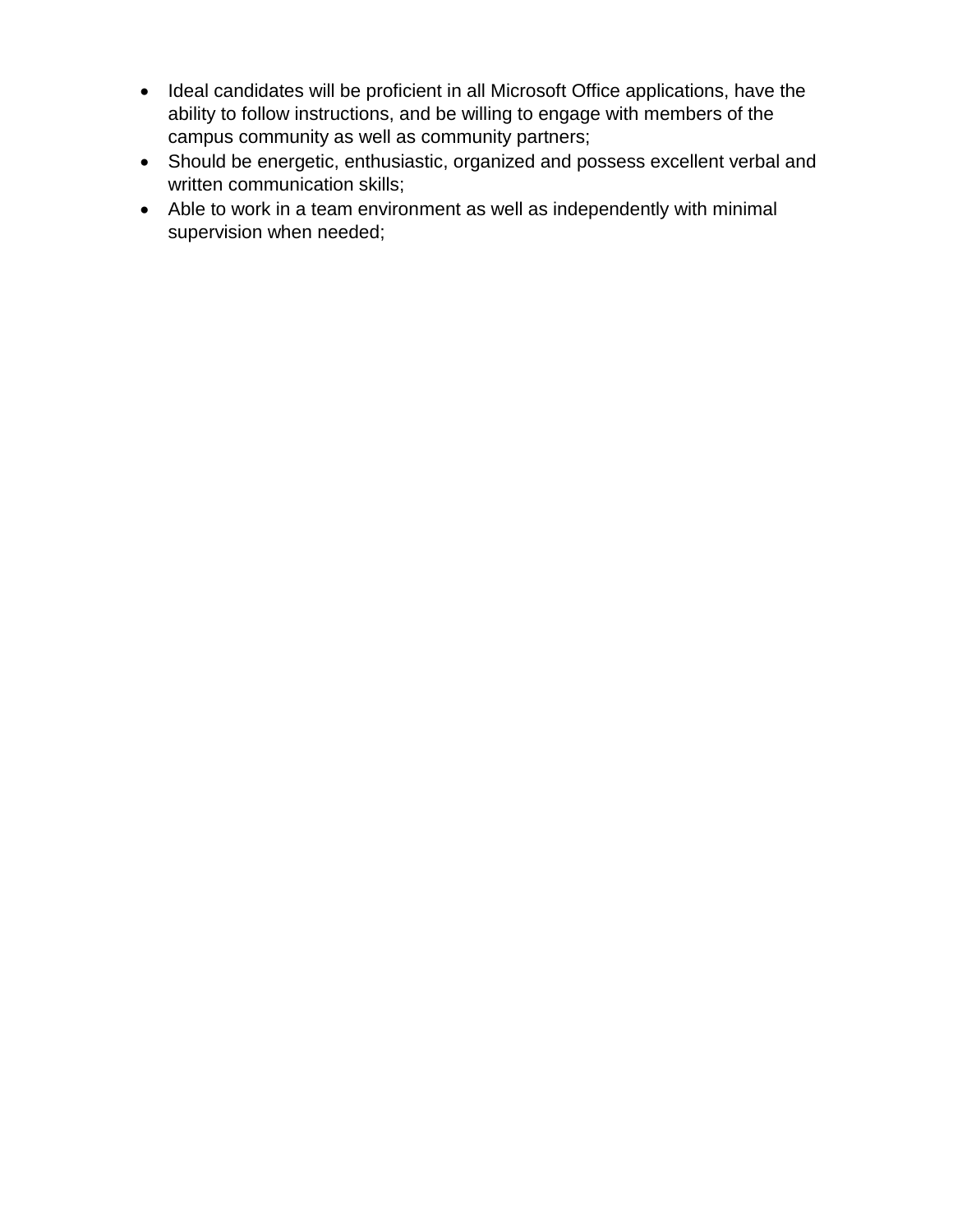- Ideal candidates will be proficient in all Microsoft Office applications, have the ability to follow instructions, and be willing to engage with members of the campus community as well as community partners;
- Should be energetic, enthusiastic, organized and possess excellent verbal and written communication skills;
- Able to work in a team environment as well as independently with minimal supervision when needed;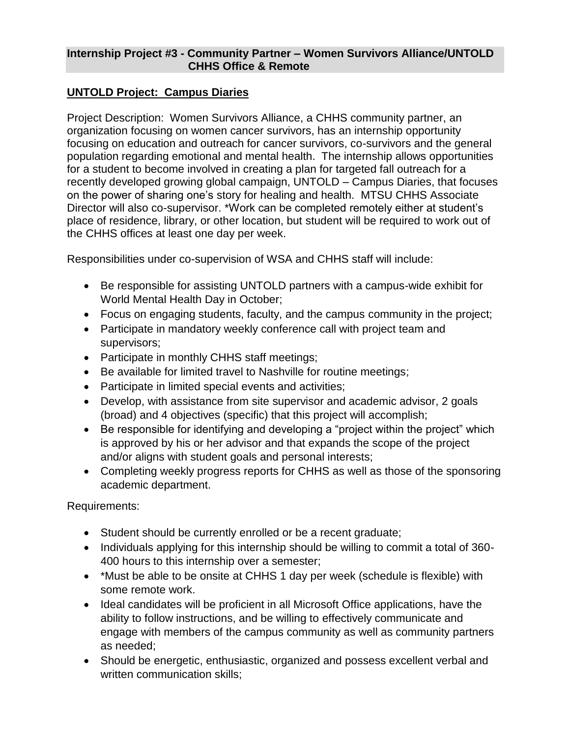## Internship Project #3 - Community Partner – Women Survivors Alliance/UNTOLD CHHS Office & Remote

### UNTOLD Project: Campus Diaries

Project Description: Women Survivors Alliance, a CHHS community partner, an organization focusing on women cancer survivors, has an internship opportunity focusing on education and outreach for cancer survivors, co-survivors and the general population regarding emotional and mental health. The internship allows opportunities for a student to become involved in creating a plan for targeted fall outreach for a recently developed growing global campaign, UNTOLD – Campus Diaries, that focuses on the power of sharing one's story for healing and health. MTSU CHHS Associate Director will also co-supervisor. *Work can be completed remotely either at student's place of residence, library, or other location, but student will be required to work out of the CHHS offices at least one day per week.

Responsibilities under co-supervision of WSA and CHHS staff will include:

- Be responsible for assisting UNTOLD partners with a campus-wide exhibit for World Mental Health Day in October;
- Focus on engaging students, faculty, and the campus community in the project;
- Participate in mandatory weekly conference call with project team and supervisors;
- Participate in monthly CHHS staff meetings;
- Be available for limited travel to Nashville for routine meetings;
- Participate in limited special events and activities;
- Develop, with assistance from site supervisor and academic advisor, 2 goals (broad) and 4 objectives (specific) that this project will accomplish;
- Be responsible for identifying and developing a "project within the project" which is approved by his or her advisor and that expands the scope of the project and/or aligns with student goals and personal interests;
- Completing weekly progress reports for CHHS as well as those of the sponsoring academic department.

Requirements:

- Student should be currently enrolled or be a recent graduate;
- Individuals applying for this internship should be willing to commit a total of 360-400 hours to this internship over a semester;
- *Must be able to be onsite at CHHS 1 day per week (schedule is flexible) with some remote work.
- Ideal candidates will be proficient in all Microsoft Office applications, have the ability to follow instructions, and be willing to effectively communicate and engage with members of the campus community as well as community partners as needed;
- Should be energetic, enthusiastic, organized and possess excellent verbal and written communication skills;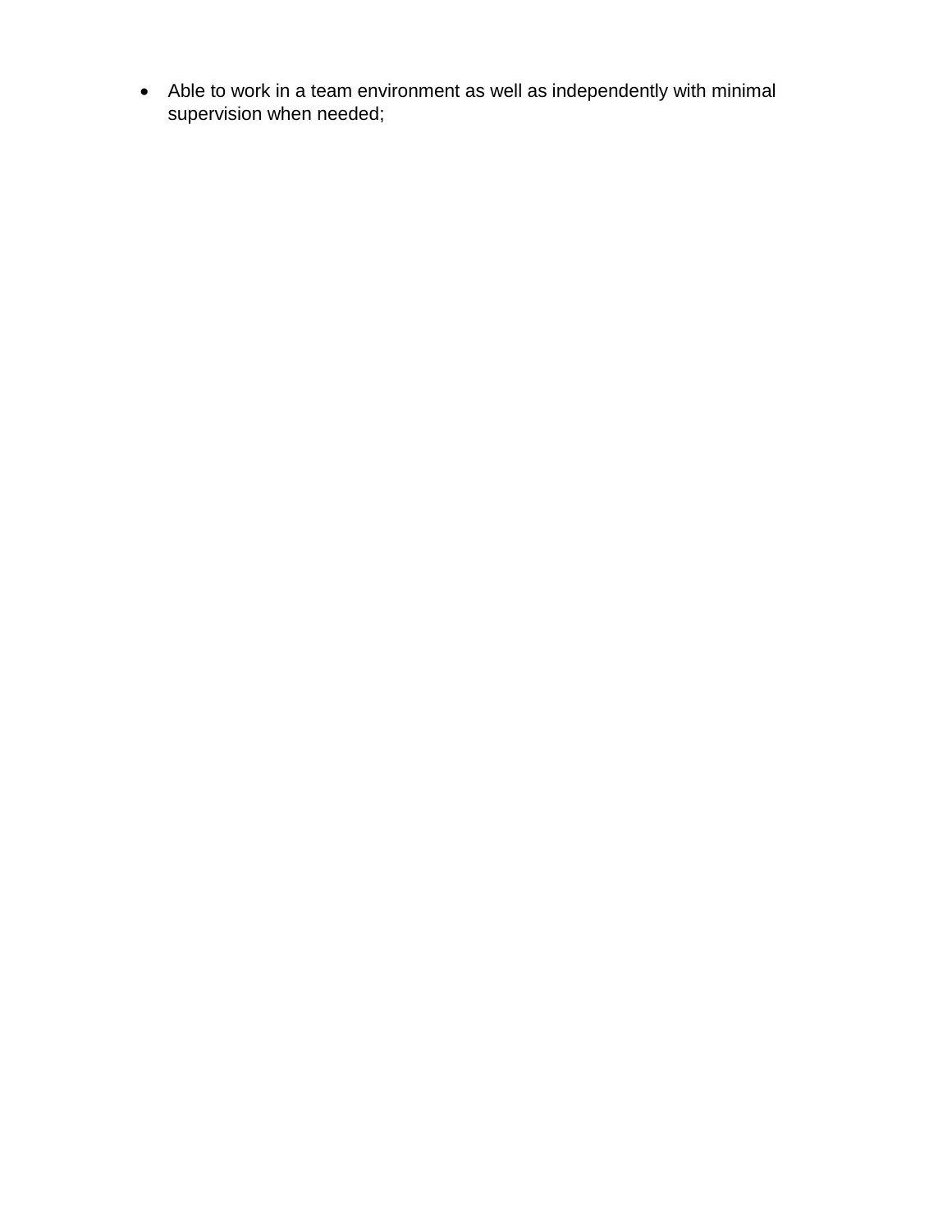- Able to work in a team environment as well as independently with minimal supervision when needed;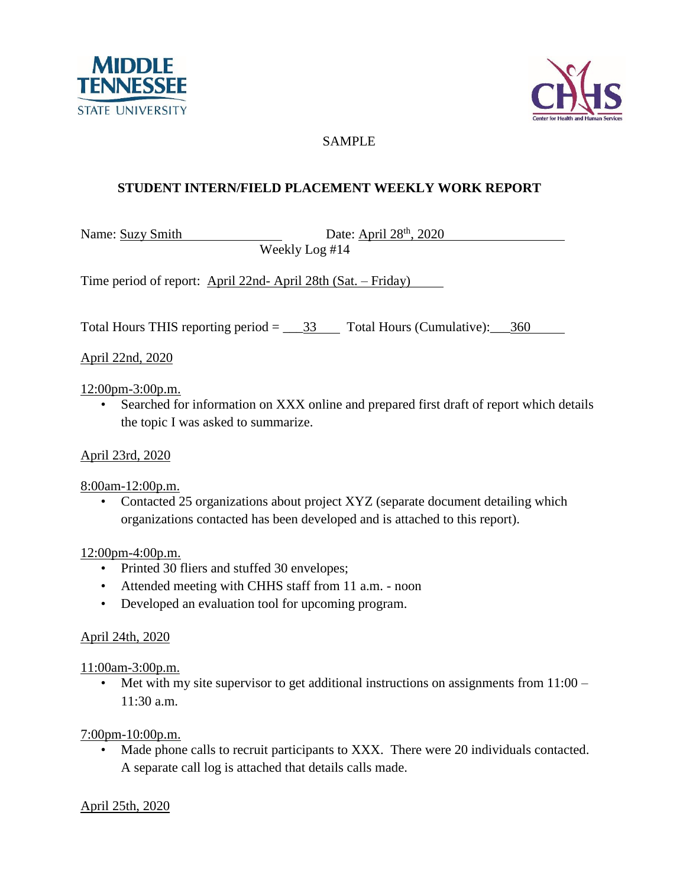SAMPLE

**STUDENT INTERN/FIELD PLACEMENT WEEKLY WORK REPORT**

Name: Suzy Smith　　　　　Date: April 28th, 2020

Weekly Log #14

Time period of report: April 22nd- April 28th (Sat. – Friday)

Total Hours THIS reporting period = 33　　Total Hours (Cumulative): 360

April 22nd, 2020

12:00pm-3:00p.m.

- Searched for information on XXX online and prepared first draft of report which details the topic I was asked to summarize.

April 23rd, 2020

8:00am-12:00p.m.

- Contacted 25 organizations about project XYZ (separate document detailing which organizations contacted has been developed and is attached to this report).

12:00pm-4:00p.m.

- Printed 30 fliers and stuffed 30 envelopes;
- Attended meeting with CHHS staff from 11 a.m. - noon
- Developed an evaluation tool for upcoming program.

April 24th, 2020

11:00am-3:00p.m.

- Met with my site supervisor to get additional instructions on assignments from 11:00 – 11:30 a.m.

7:00pm-10:00p.m.

- Made phone calls to recruit participants to XXX. There were 20 individuals contacted. A separate call log is attached that details calls made.

April 25th, 2020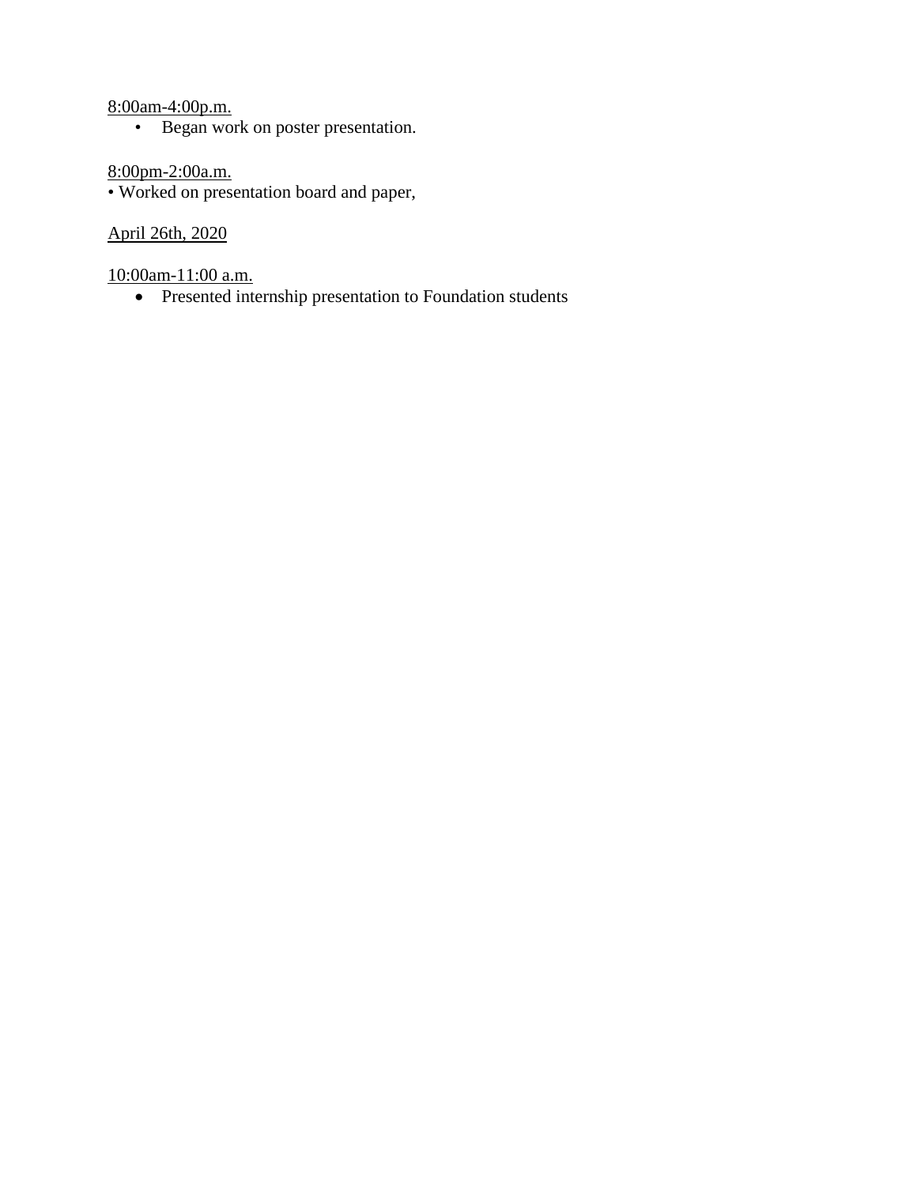8:00am-4:00p.m.

- Began work on poster presentation.

8:00pm-2:00a.m.

- Worked on presentation board and paper,

April 26th, 2020

10:00am-11:00 a.m.

- Presented internship presentation to Foundation students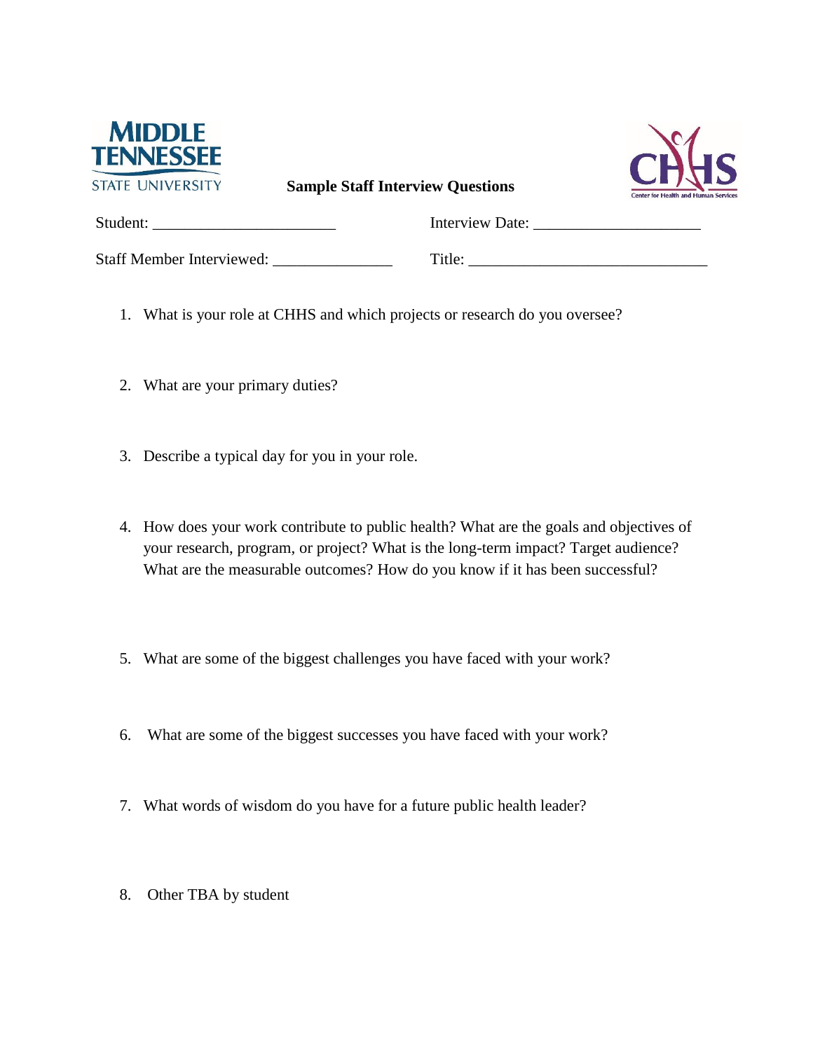MIDDLE TENNESSEE STATE UNIVERSITY

**Sample Staff Interview Questions**

CHHS Center for Health and Human Services

Student: ______________________ Interview Date: ____________________

Staff Member Interviewed: ______________ Title: _____________________________

1. What is your role at CHHS and which projects or research do you oversee?

2. What are your primary duties?

3. Describe a typical day for you in your role.

4. How does your work contribute to public health? What are the goals and objectives of your research, program, or project? What is the long-term impact? Target audience? What are the measurable outcomes? How do you know if it has been successful?

5. What are some of the biggest challenges you have faced with your work?

6. What are some of the biggest successes you have faced with your work?

7. What words of wisdom do you have for a future public health leader?

8. Other TBA by student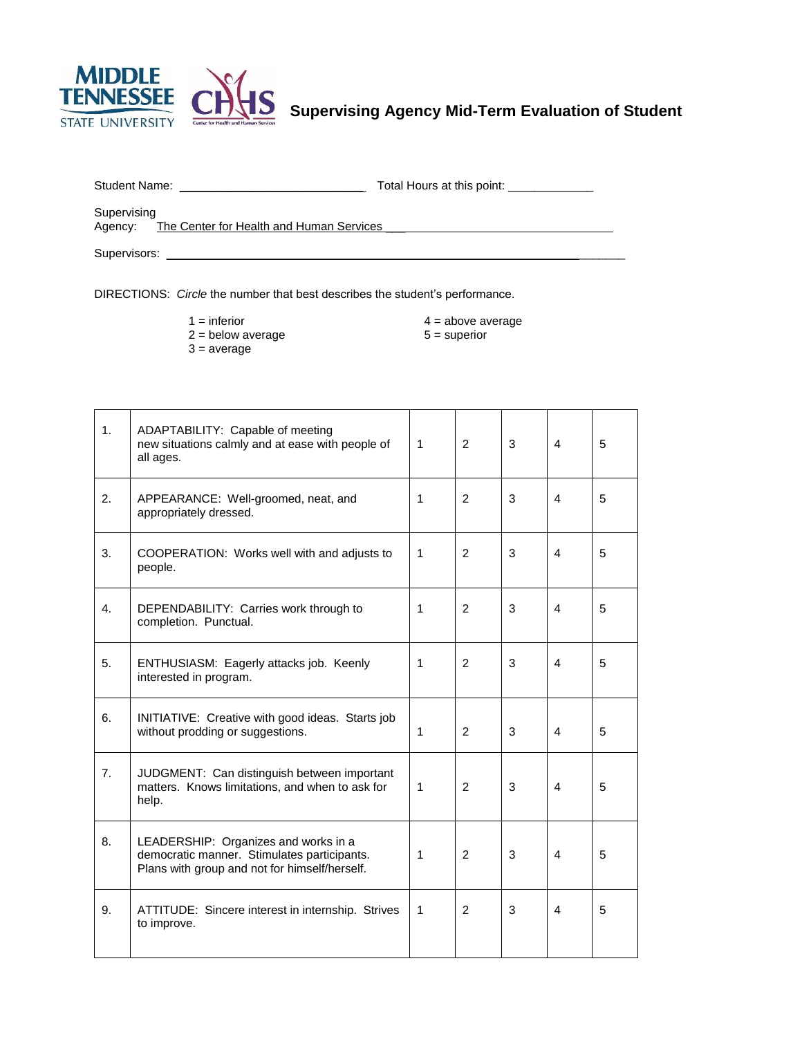# Supervising Agency Mid-Term Evaluation of Student

Student Name: ____________________________ Total Hours at this point: _____________

Supervising Agency: The Center for Health and Human Services ___________________________________

Supervisors: ______________________________________________________________________

DIRECTIONS: *Circle* the number that best describes the student's performance.

1 = inferior
2 = below average
3 = average
4 = above average
5 = superior

| | | | | | | |
|---|---|---|---|---|---|---|
| 1. | ADAPTABILITY: Capable of meeting new situations calmly and at ease with people of all ages. | 1 | 2 | 3 | 4 | 5 |
| 2. | APPEARANCE: Well-groomed, neat, and appropriately dressed. | 1 | 2 | 3 | 4 | 5 |
| 3. | COOPERATION: Works well with and adjusts to people. | 1 | 2 | 3 | 4 | 5 |
| 4. | DEPENDABILITY: Carries work through to completion. Punctual. | 1 | 2 | 3 | 4 | 5 |
| 5. | ENTHUSIASM: Eagerly attacks job. Keenly interested in program. | 1 | 2 | 3 | 4 | 5 |
| 6. | INITIATIVE: Creative with good ideas. Starts job without prodding or suggestions. | 1 | 2 | 3 | 4 | 5 |
| 7. | JUDGMENT: Can distinguish between important matters. Knows limitations, and when to ask for help. | 1 | 2 | 3 | 4 | 5 |
| 8. | LEADERSHIP: Organizes and works in a democratic manner. Stimulates participants. Plans with group and not for himself/herself. | 1 | 2 | 3 | 4 | 5 |
| 9. | ATTITUDE: Sincere interest in internship. Strives to improve. | 1 | 2 | 3 | 4 | 5 |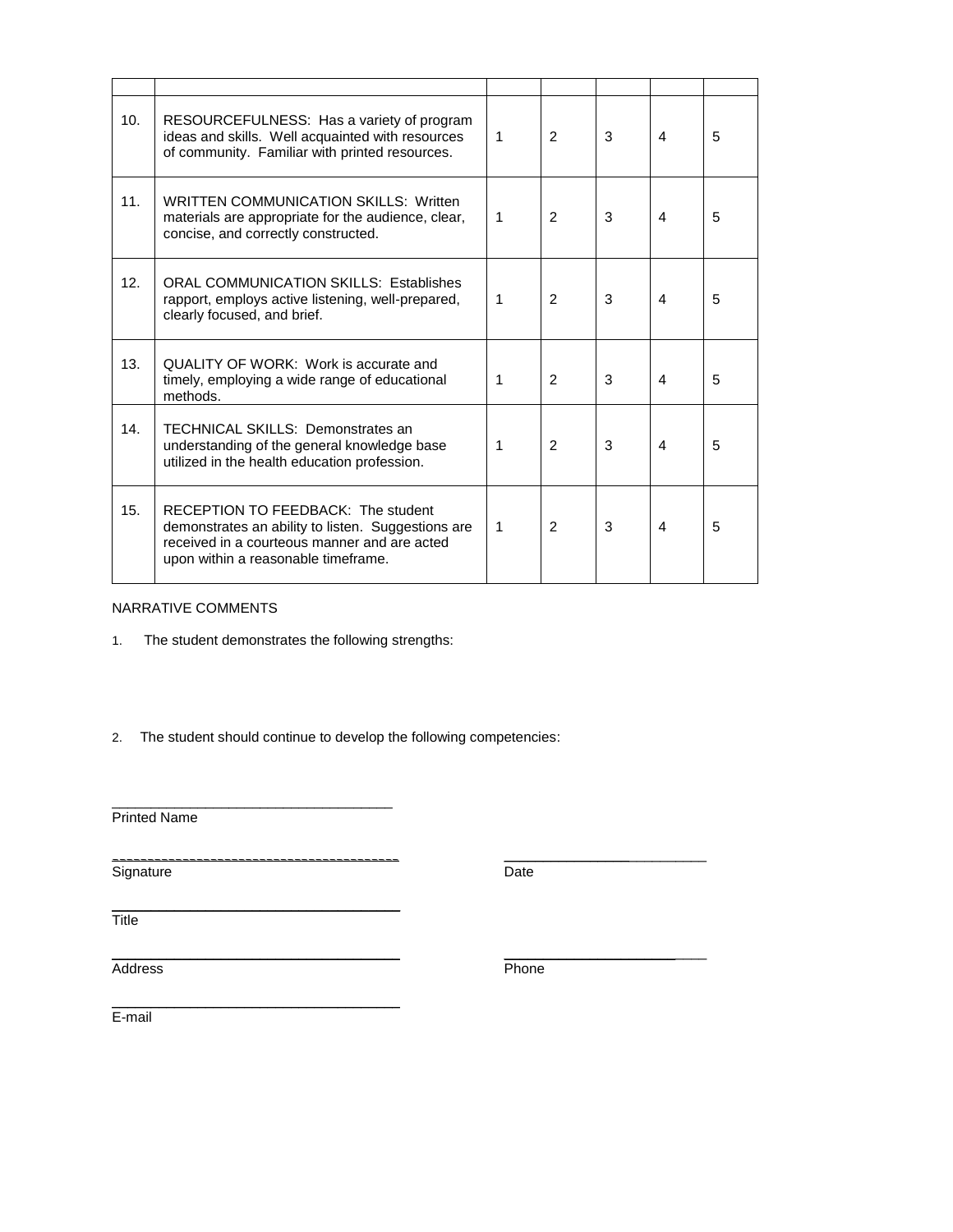| | | | | | | |
|---|---|---|---|---|---|---|
| 10. | RESOURCEFULNESS: Has a variety of program ideas and skills. Well acquainted with resources of community. Familiar with printed resources. | 1 | 2 | 3 | 4 | 5 |
| 11. | WRITTEN COMMUNICATION SKILLS: Written materials are appropriate for the audience, clear, concise, and correctly constructed. | 1 | 2 | 3 | 4 | 5 |
| 12. | ORAL COMMUNICATION SKILLS: Establishes rapport, employs active listening, well-prepared, clearly focused, and brief. | 1 | 2 | 3 | 4 | 5 |
| 13. | QUALITY OF WORK: Work is accurate and timely, employing a wide range of educational methods. | 1 | 2 | 3 | 4 | 5 |
| 14. | TECHNICAL SKILLS: Demonstrates an understanding of the general knowledge base utilized in the health education profession. | 1 | 2 | 3 | 4 | 5 |
| 15. | RECEPTION TO FEEDBACK: The student demonstrates an ability to listen. Suggestions are received in a courteous manner and are acted upon within a reasonable timeframe. | 1 | 2 | 3 | 4 | 5 |

NARRATIVE COMMENTS

1. The student demonstrates the following strengths:

2. The student should continue to develop the following competencies:

____________________________________
Printed Name

____________________________________ ________________________
Signature Date

____________________________________
Title

____________________________________ ________________________
Address Phone

____________________________________
E-mail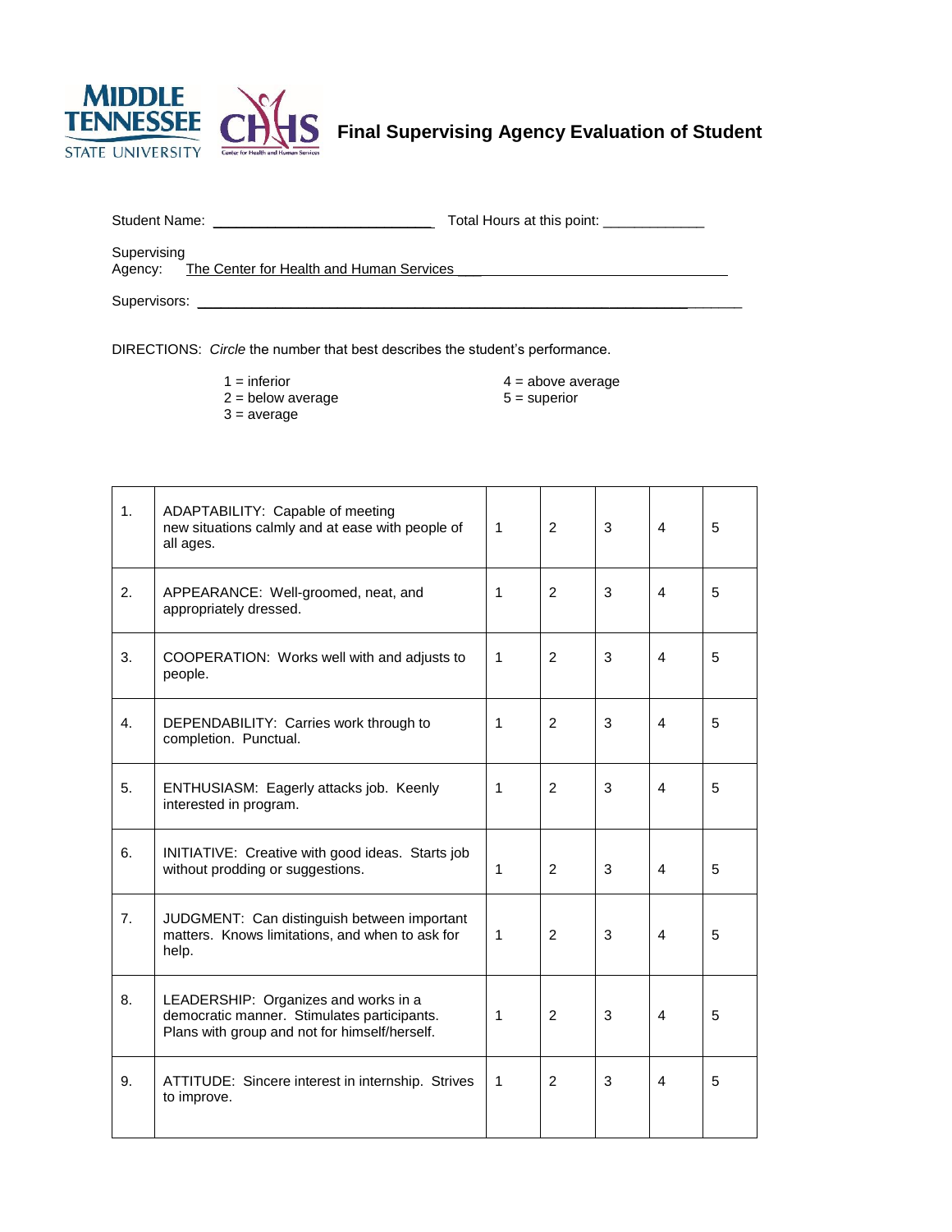# Final Supervising Agency Evaluation of Student

Student Name: ____________________________ Total Hours at this point: _____________

Supervising Agency: The Center for Health and Human Services ___________________________________

Supervisors: ___________________________________________________________________________

DIRECTIONS: *Circle* the number that best describes the student's performance.

1 = inferior
2 = below average
3 = average
4 = above average
5 = superior

| | | | | | | |
|---|---|---|---|---|---|---|
| 1. | ADAPTABILITY: Capable of meeting new situations calmly and at ease with people of all ages. | 1 | 2 | 3 | 4 | 5 |
| 2. | APPEARANCE: Well-groomed, neat, and appropriately dressed. | 1 | 2 | 3 | 4 | 5 |
| 3. | COOPERATION: Works well with and adjusts to people. | 1 | 2 | 3 | 4 | 5 |
| 4. | DEPENDABILITY: Carries work through to completion. Punctual. | 1 | 2 | 3 | 4 | 5 |
| 5. | ENTHUSIASM: Eagerly attacks job. Keenly interested in program. | 1 | 2 | 3 | 4 | 5 |
| 6. | INITIATIVE: Creative with good ideas. Starts job without prodding or suggestions. | 1 | 2 | 3 | 4 | 5 |
| 7. | JUDGMENT: Can distinguish between important matters. Knows limitations, and when to ask for help. | 1 | 2 | 3 | 4 | 5 |
| 8. | LEADERSHIP: Organizes and works in a democratic manner. Stimulates participants. Plans with group and not for himself/herself. | 1 | 2 | 3 | 4 | 5 |
| 9. | ATTITUDE: Sincere interest in internship. Strives to improve. | 1 | 2 | 3 | 4 | 5 |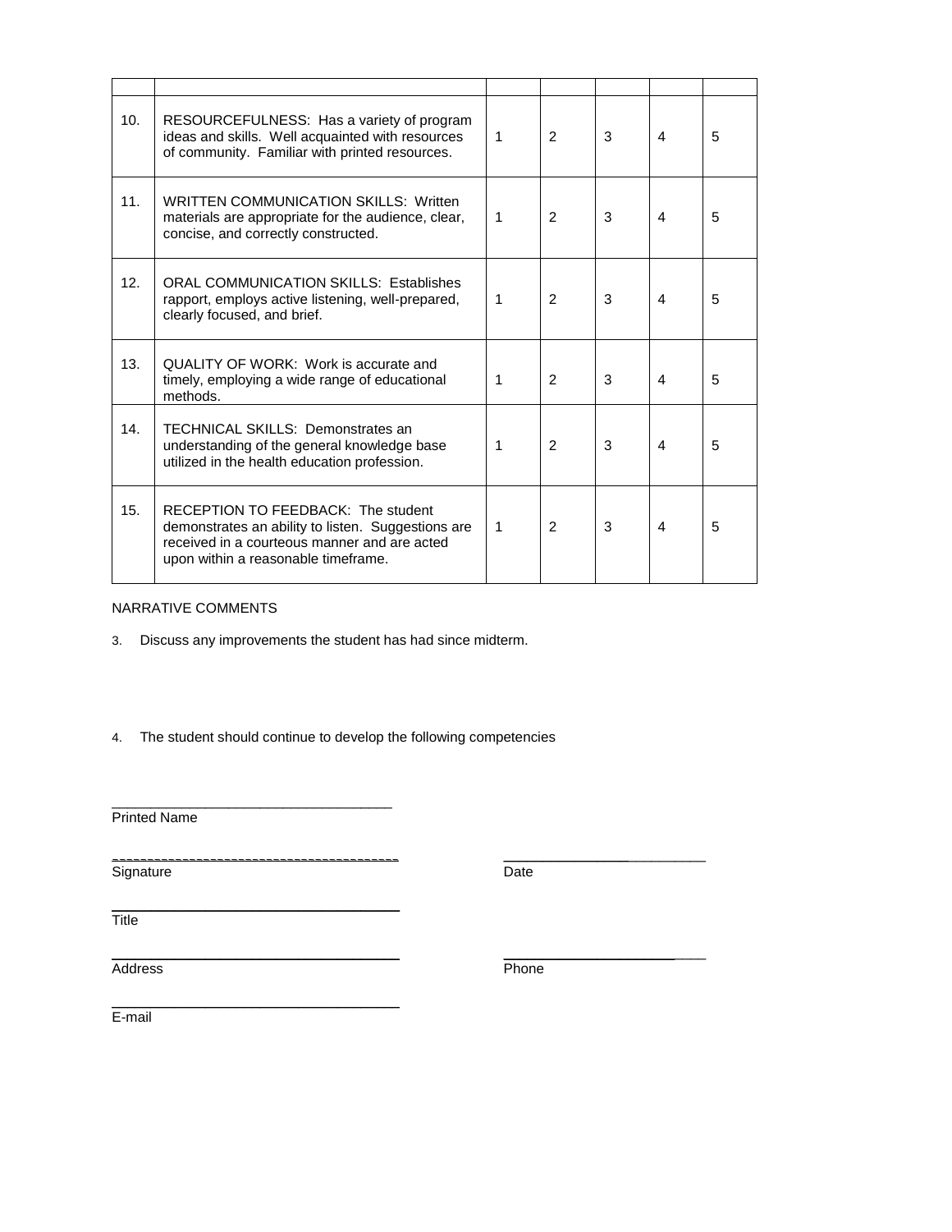| | | | | | | |
|---|---|---|---|---|---|---|
| 10. | RESOURCEFULNESS: Has a variety of program ideas and skills. Well acquainted with resources of community. Familiar with printed resources. | 1 | 2 | 3 | 4 | 5 |
| 11. | WRITTEN COMMUNICATION SKILLS: Written materials are appropriate for the audience, clear, concise, and correctly constructed. | 1 | 2 | 3 | 4 | 5 |
| 12. | ORAL COMMUNICATION SKILLS: Establishes rapport, employs active listening, well-prepared, clearly focused, and brief. | 1 | 2 | 3 | 4 | 5 |
| 13. | QUALITY OF WORK: Work is accurate and timely, employing a wide range of educational methods. | 1 | 2 | 3 | 4 | 5 |
| 14. | TECHNICAL SKILLS: Demonstrates an understanding of the general knowledge base utilized in the health education profession. | 1 | 2 | 3 | 4 | 5 |
| 15. | RECEPTION TO FEEDBACK: The student demonstrates an ability to listen. Suggestions are received in a courteous manner and are acted upon within a reasonable timeframe. | 1 | 2 | 3 | 4 | 5 |

NARRATIVE COMMENTS

3. Discuss any improvements the student has had since midterm.

4. The student should continue to develop the following competencies

\_\_\_\_\_\_\_\_\_\_\_\_\_\_\_\_\_\_\_\_\_\_\_\_\_\_\_\_\_\_\_\_\_\_\_\_
Printed Name

\_\_\_\_\_\_\_\_\_\_\_\_\_\_\_\_\_\_\_\_\_\_\_\_\_\_\_\_\_\_\_\_\_\_\_\_ \_\_\_\_\_\_\_\_\_\_\_\_\_\_\_\_\_\_\_\_\_\_\_\_\_\_
Signature Date

\_\_\_\_\_\_\_\_\_\_\_\_\_\_\_\_\_\_\_\_\_\_\_\_\_\_\_\_\_\_\_\_\_\_\_\_
Title

\_\_\_\_\_\_\_\_\_\_\_\_\_\_\_\_\_\_\_\_\_\_\_\_\_\_\_\_\_\_\_\_\_\_\_\_ \_\_\_\_\_\_\_\_\_\_\_\_\_\_\_\_\_\_\_\_\_\_\_\_\_\_
Address Phone

\_\_\_\_\_\_\_\_\_\_\_\_\_\_\_\_\_\_\_\_\_\_\_\_\_\_\_\_\_\_\_\_\_\_\_\_
E-mail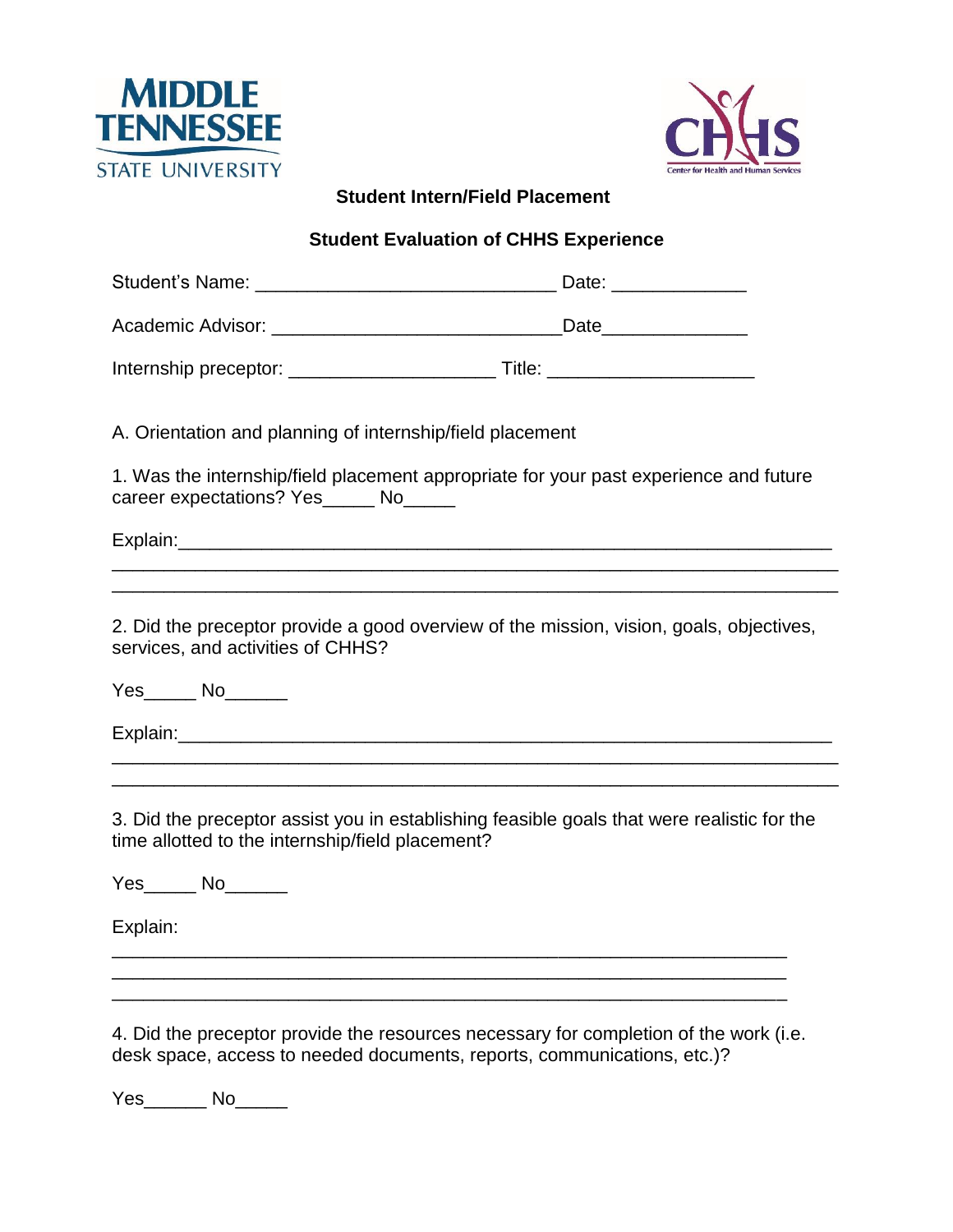**Student Intern/Field Placement**

**Student Evaluation of CHHS Experience**

Student's Name: ___________________________ Date: ____________

Academic Advisor: __________________________Date_____________

Internship preceptor: ___________________ Title: ___________________

A. Orientation and planning of internship/field placement

1. Was the internship/field placement appropriate for your past experience and future career expectations? Yes_____ No_____

Explain:_______________________________________________________________
_________________________________________________________________________
_________________________________________________________________________

2. Did the preceptor provide a good overview of the mission, vision, goals, objectives, services, and activities of CHHS?

Yes_____ No______

Explain:_______________________________________________________________
_________________________________________________________________________
_________________________________________________________________________

3. Did the preceptor assist you in establishing feasible goals that were realistic for the time allotted to the internship/field placement?

Yes_____ No______

Explain:

_________________________________________________________________________
_________________________________________________________________________
_________________________________________________________________________

4. Did the preceptor provide the resources necessary for completion of the work (i.e. desk space, access to needed documents, reports, communications, etc.)?

Yes______ No_____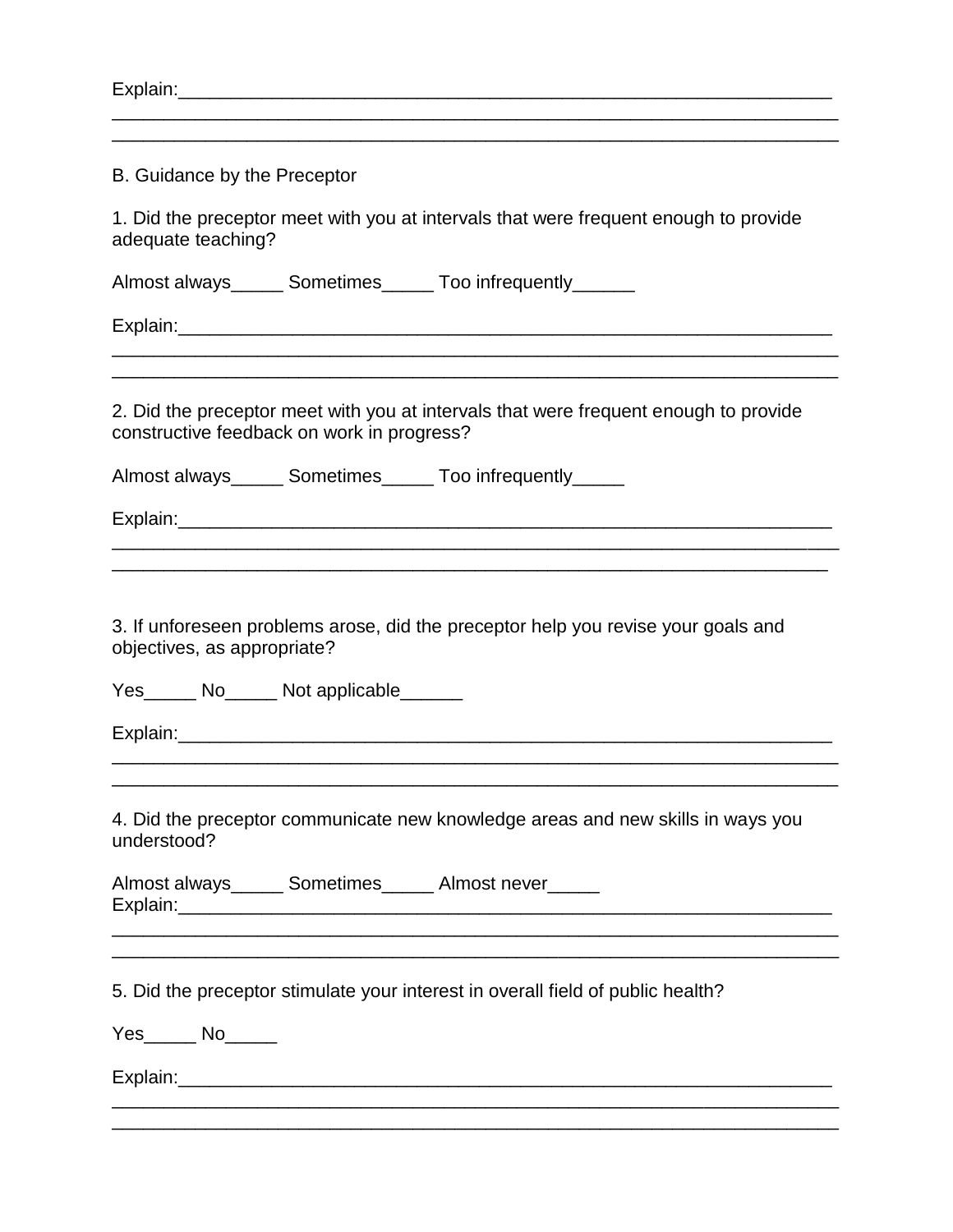Explain:___________________________________________________________________
___________________________________________________________________________
___________________________________________________________________________

B. Guidance by the Preceptor

1. Did the preceptor meet with you at intervals that were frequent enough to provide adequate teaching?

Almost always_____ Sometimes_____ Too infrequently______

Explain:___________________________________________________________________
___________________________________________________________________________
___________________________________________________________________________

2. Did the preceptor meet with you at intervals that were frequent enough to provide constructive feedback on work in progress?

Almost always_____ Sometimes_____ Too infrequently_____

Explain:___________________________________________________________________
___________________________________________________________________________
___________________________________________________________________________

3. If unforeseen problems arose, did the preceptor help you revise your goals and objectives, as appropriate?

Yes_____ No_____ Not applicable______

Explain:___________________________________________________________________
___________________________________________________________________________
___________________________________________________________________________

4. Did the preceptor communicate new knowledge areas and new skills in ways you understood?

Almost always_____ Sometimes_____ Almost never_____
Explain:___________________________________________________________________
___________________________________________________________________________
___________________________________________________________________________

5. Did the preceptor stimulate your interest in overall field of public health?

Yes_____ No_____

Explain:___________________________________________________________________
___________________________________________________________________________
___________________________________________________________________________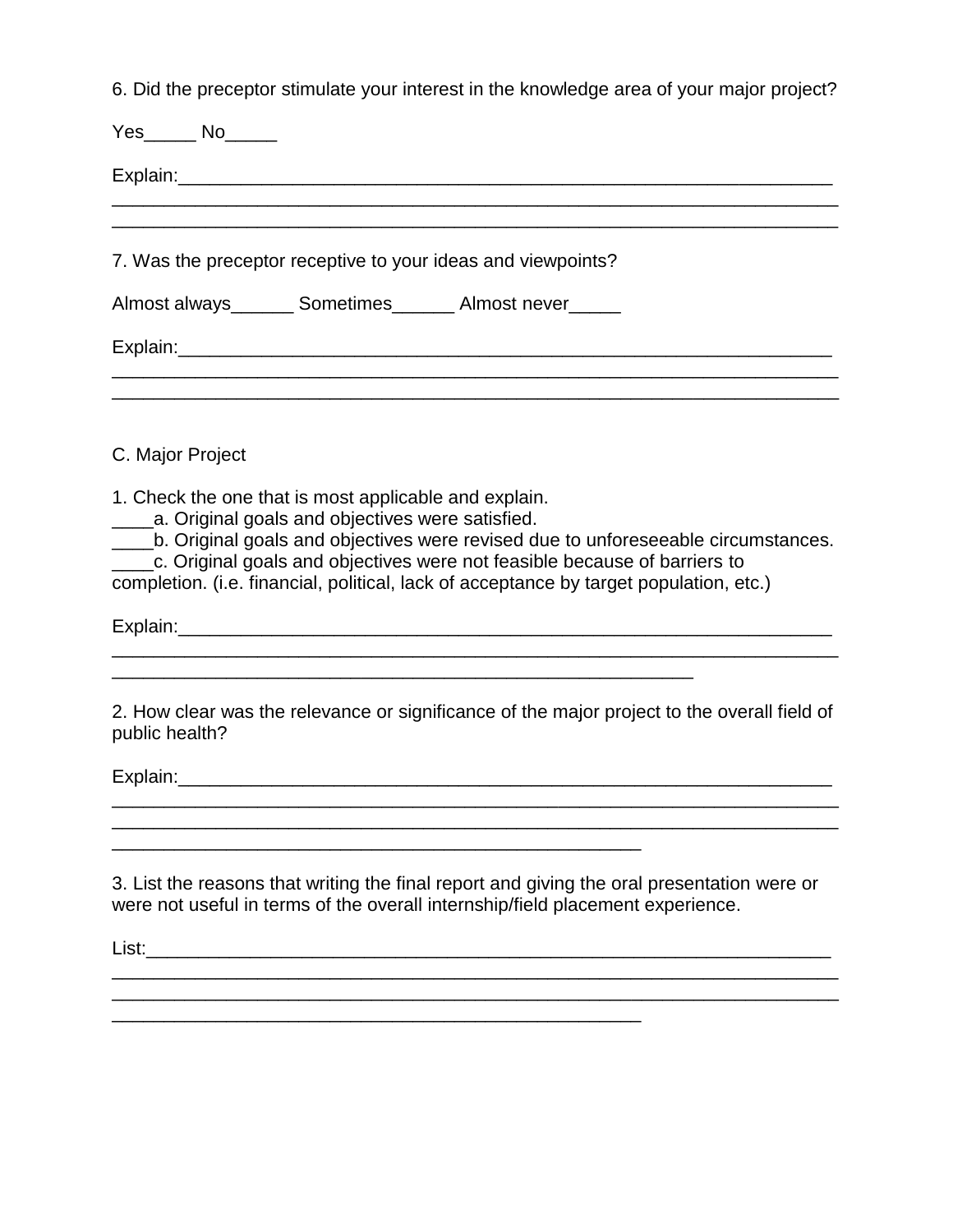6. Did the preceptor stimulate your interest in the knowledge area of your major project?

Yes_____ No_____

Explain:_________________________________________________________________
__________________________________________________________________________
__________________________________________________________________________

7. Was the preceptor receptive to your ideas and viewpoints?

Almost always______ Sometimes______ Almost never_____

Explain:_________________________________________________________________
__________________________________________________________________________
__________________________________________________________________________

C. Major Project

1. Check the one that is most applicable and explain.
____a. Original goals and objectives were satisfied.
____b. Original goals and objectives were revised due to unforeseeable circumstances.
____c. Original goals and objectives were not feasible because of barriers to completion. (i.e. financial, political, lack of acceptance by target population, etc.)

Explain:_________________________________________________________________
__________________________________________________________________________
__________________________________________________________

2. How clear was the relevance or significance of the major project to the overall field of public health?

Explain:_________________________________________________________________
__________________________________________________________________________
__________________________________________________________________________
_____________________________________________________

3. List the reasons that writing the final report and giving the oral presentation were or were not useful in terms of the overall internship/field placement experience.

List:____________________________________________________________________
__________________________________________________________________________
__________________________________________________________________________
_____________________________________________________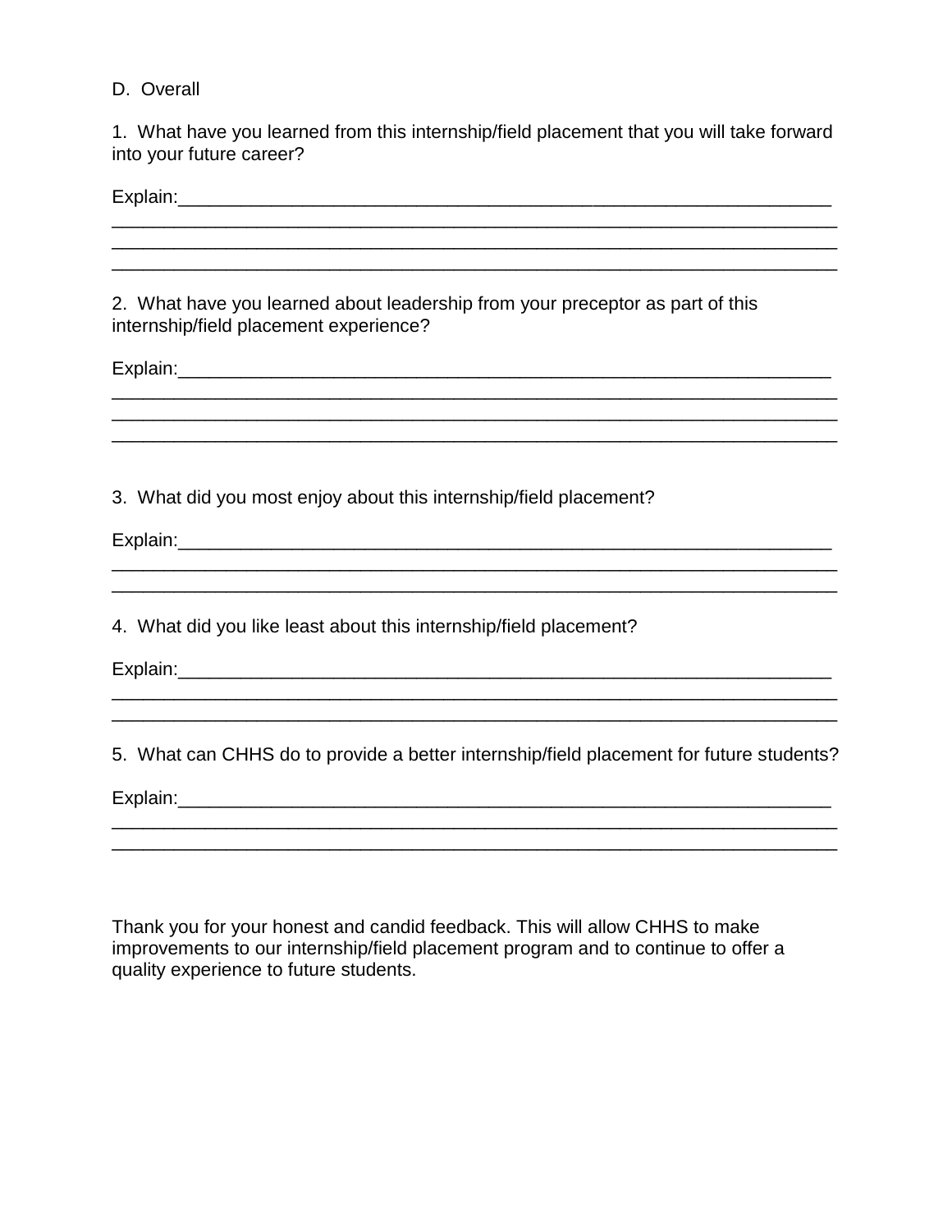D. Overall

1. What have you learned from this internship/field placement that you will take forward into your future career?

Explain:_________________________________________________________________
___________________________________________________________________________
___________________________________________________________________________
___________________________________________________________________________

2. What have you learned about leadership from your preceptor as part of this internship/field placement experience?

Explain:_________________________________________________________________
___________________________________________________________________________
___________________________________________________________________________
___________________________________________________________________________

3. What did you most enjoy about this internship/field placement?

Explain:_________________________________________________________________
___________________________________________________________________________
___________________________________________________________________________

4. What did you like least about this internship/field placement?

Explain:_________________________________________________________________
___________________________________________________________________________
___________________________________________________________________________

5. What can CHHS do to provide a better internship/field placement for future students?

Explain:_________________________________________________________________
___________________________________________________________________________
___________________________________________________________________________

Thank you for your honest and candid feedback. This will allow CHHS to make improvements to our internship/field placement program and to continue to offer a quality experience to future students.